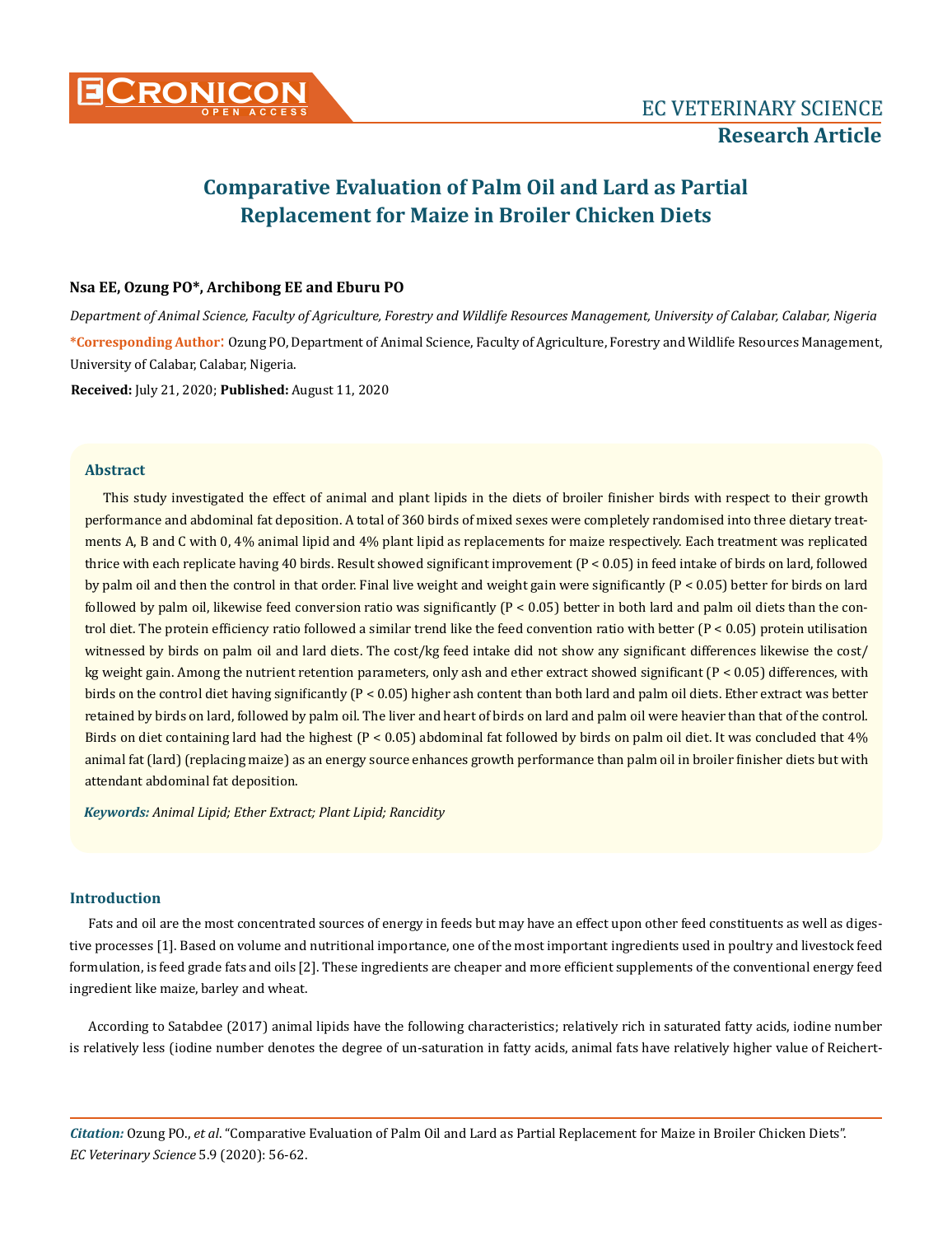# Comparative Evaluation of Palm Oil and Lard as Partial Replacement for Maize in Broiler Chicken Diets

**Nsa EE, Ozung PO\*, Archibong EE and Eburu PO**

*Department of Animal Science, Faculty of Agriculture, Forestry and Wildlife Resources Management, University of Calabar, Calabar, Nigeria*

**\*Corresponding Author:** Ozung PO, Department of Animal Science, Faculty of Agriculture, Forestry and Wildlife Resources Management, University of Calabar, Calabar, Nigeria.

**Received:** July 21, 2020; **Published:** August 11, 2020

## Abstract

This study investigated the effect of animal and plant lipids in the diets of broiler finisher birds with respect to their growth performance and abdominal fat deposition. A total of 360 birds of mixed sexes were completely randomised into three dietary treatments A, B and C with 0, 4% animal lipid and 4% plant lipid as replacements for maize respectively. Each treatment was replicated thrice with each replicate having 40 birds. Result showed significant improvement ($P < 0.05$) in feed intake of birds on lard, followed by palm oil and then the control in that order. Final live weight and weight gain were significantly ($P < 0.05$) better for birds on lard followed by palm oil, likewise feed conversion ratio was significantly ($P < 0.05$) better in both lard and palm oil diets than the control diet. The protein efficiency ratio followed a similar trend like the feed convention ratio with better ($P < 0.05$) protein utilisation witnessed by birds on palm oil and lard diets. The cost/kg feed intake did not show any significant differences likewise the cost/kg weight gain. Among the nutrient retention parameters, only ash and ether extract showed significant ($P < 0.05$) differences, with birds on the control diet having significantly ($P < 0.05$) higher ash content than both lard and palm oil diets. Ether extract was better retained by birds on lard, followed by palm oil. The liver and heart of birds on lard and palm oil were heavier than that of the control. Birds on diet containing lard had the highest ($P < 0.05$) abdominal fat followed by birds on palm oil diet. It was concluded that 4% animal fat (lard) (replacing maize) as an energy source enhances growth performance than palm oil in broiler finisher diets but with attendant abdominal fat deposition.

***Keywords:*** *Animal Lipid; Ether Extract; Plant Lipid; Rancidity*

## Introduction

Fats and oil are the most concentrated sources of energy in feeds but may have an effect upon other feed constituents as well as digestive processes [1]. Based on volume and nutritional importance, one of the most important ingredients used in poultry and livestock feed formulation, is feed grade fats and oils [2]. These ingredients are cheaper and more efficient supplements of the conventional energy feed ingredient like maize, barley and wheat.

According to Satabdee (2017) animal lipids have the following characteristics; relatively rich in saturated fatty acids, iodine number is relatively less (iodine number denotes the degree of un-saturation in fatty acids, animal fats have relatively higher value of Reichert-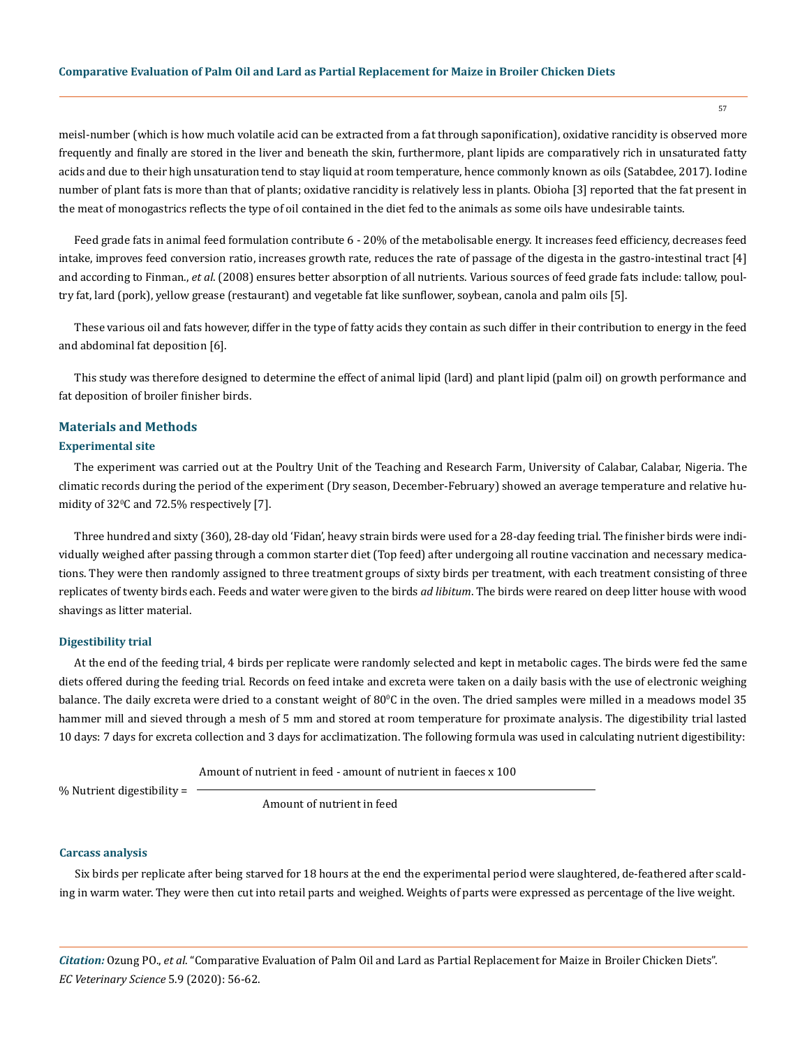meisl-number (which is how much volatile acid can be extracted from a fat through saponification), oxidative rancidity is observed more frequently and finally are stored in the liver and beneath the skin, furthermore, plant lipids are comparatively rich in unsaturated fatty acids and due to their high unsaturation tend to stay liquid at room temperature, hence commonly known as oils (Satabdee, 2017). Iodine number of plant fats is more than that of plants; oxidative rancidity is relatively less in plants. Obioha [3] reported that the fat present in the meat of monogastrics reflects the type of oil contained in the diet fed to the animals as some oils have undesirable taints.

Feed grade fats in animal feed formulation contribute 6 - 20% of the metabolisable energy. It increases feed efficiency, decreases feed intake, improves feed conversion ratio, increases growth rate, reduces the rate of passage of the digesta in the gastro-intestinal tract [4] and according to Finman., *et al*. (2008) ensures better absorption of all nutrients. Various sources of feed grade fats include: tallow, poultry fat, lard (pork), yellow grease (restaurant) and vegetable fat like sunflower, soybean, canola and palm oils [5].

These various oil and fats however, differ in the type of fatty acids they contain as such differ in their contribution to energy in the feed and abdominal fat deposition [6].

This study was therefore designed to determine the effect of animal lipid (lard) and plant lipid (palm oil) on growth performance and fat deposition of broiler finisher birds.

## Materials and Methods

### Experimental site

The experiment was carried out at the Poultry Unit of the Teaching and Research Farm, University of Calabar, Calabar, Nigeria. The climatic records during the period of the experiment (Dry season, December-February) showed an average temperature and relative humidity of 32$^0$C and 72.5% respectively [7].

Three hundred and sixty (360), 28-day old 'Fidan', heavy strain birds were used for a 28-day feeding trial. The finisher birds were individually weighed after passing through a common starter diet (Top feed) after undergoing all routine vaccination and necessary medications. They were then randomly assigned to three treatment groups of sixty birds per treatment, with each treatment consisting of three replicates of twenty birds each. Feeds and water were given to the birds *ad libitum*. The birds were reared on deep litter house with wood shavings as litter material.

### Digestibility trial

At the end of the feeding trial, 4 birds per replicate were randomly selected and kept in metabolic cages. The birds were fed the same diets offered during the feeding trial. Records on feed intake and excreta were taken on a daily basis with the use of electronic weighing balance. The daily excreta were dried to a constant weight of 80$^0$C in the oven. The dried samples were milled in a meadows model 35 hammer mill and sieved through a mesh of 5 mm and stored at room temperature for proximate analysis. The digestibility trial lasted 10 days: 7 days for excreta collection and 3 days for acclimatization. The following formula was used in calculating nutrient digestibility:

$$\% \text{ Nutrient digestibility} = \frac{\text{Amount of nutrient in feed - amount of nutrient in faeces x 100}}{\text{Amount of nutrient in feed}}$$

### Carcass analysis

Six birds per replicate after being starved for 18 hours at the end the experimental period were slaughtered, de-feathered after scalding in warm water. They were then cut into retail parts and weighed. Weights of parts were expressed as percentage of the live weight.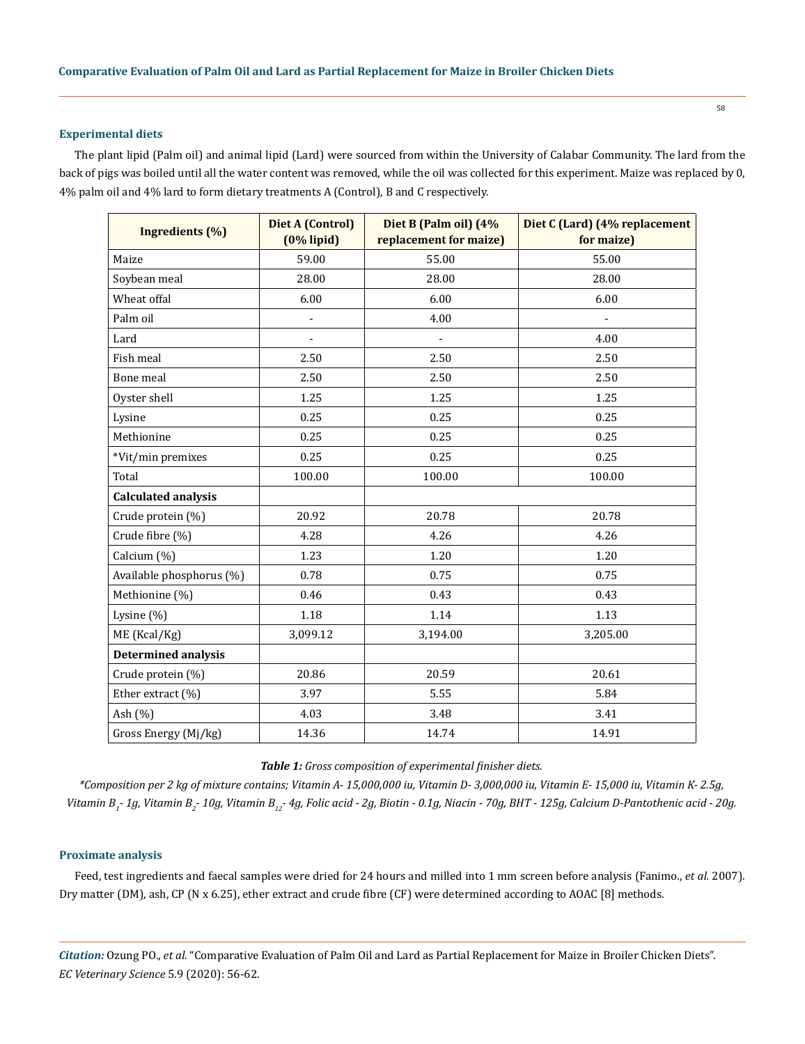### Experimental diets

The plant lipid (Palm oil) and animal lipid (Lard) were sourced from within the University of Calabar Community. The lard from the back of pigs was boiled until all the water content was removed, while the oil was collected for this experiment. Maize was replaced by 0, 4% palm oil and 4% lard to form dietary treatments A (Control), B and C respectively.

| Ingredients (%) | Diet A (Control) (0% lipid) | Diet B (Palm oil) (4% replacement for maize) | Diet C (Lard) (4% replacement for maize) |
|---|---|---|---|
| Maize | 59.00 | 55.00 | 55.00 |
| Soybean meal | 28.00 | 28.00 | 28.00 |
| Wheat offal | 6.00 | 6.00 | 6.00 |
| Palm oil | - | 4.00 | - |
| Lard | - | - | 4.00 |
| Fish meal | 2.50 | 2.50 | 2.50 |
| Bone meal | 2.50 | 2.50 | 2.50 |
| Oyster shell | 1.25 | 1.25 | 1.25 |
| Lysine | 0.25 | 0.25 | 0.25 |
| Methionine | 0.25 | 0.25 | 0.25 |
| *Vit/min premixes | 0.25 | 0.25 | 0.25 |
| Total | 100.00 | 100.00 | 100.00 |
| **Calculated analysis** | | | |
| Crude protein (%) | 20.92 | 20.78 | 20.78 |
| Crude fibre (%) | 4.28 | 4.26 | 4.26 |
| Calcium (%) | 1.23 | 1.20 | 1.20 |
| Available phosphorus (%) | 0.78 | 0.75 | 0.75 |
| Methionine (%) | 0.46 | 0.43 | 0.43 |
| Lysine (%) | 1.18 | 1.14 | 1.13 |
| ME (Kcal/Kg) | 3,099.12 | 3,194.00 | 3,205.00 |
| **Determined analysis** | | | |
| Crude protein (%) | 20.86 | 20.59 | 20.61 |
| Ether extract (%) | 3.97 | 5.55 | 5.84 |
| Ash (%) | 4.03 | 3.48 | 3.41 |
| Gross Energy (Mj/kg) | 14.36 | 14.74 | 14.91 |

***Table 1:*** *Gross composition of experimental finisher diets.*

*\*Composition per 2 kg of mixture contains; Vitamin A- 15,000,000 iu, Vitamin D- 3,000,000 iu, Vitamin E- 15,000 iu, Vitamin K- 2.5g, Vitamin $B_1$- 1g, Vitamin $B_2$- 10g, Vitamin $B_{12}$- 4g, Folic acid - 2g, Biotin - 0.1g, Niacin - 70g, BHT - 125g, Calcium D-Pantothenic acid - 20g.*

### Proximate analysis

Feed, test ingredients and faecal samples were dried for 24 hours and milled into 1 mm screen before analysis (Fanimo., *et al.* 2007). Dry matter (DM), ash, CP (N x 6.25), ether extract and crude fibre (CF) were determined according to AOAC [8] methods.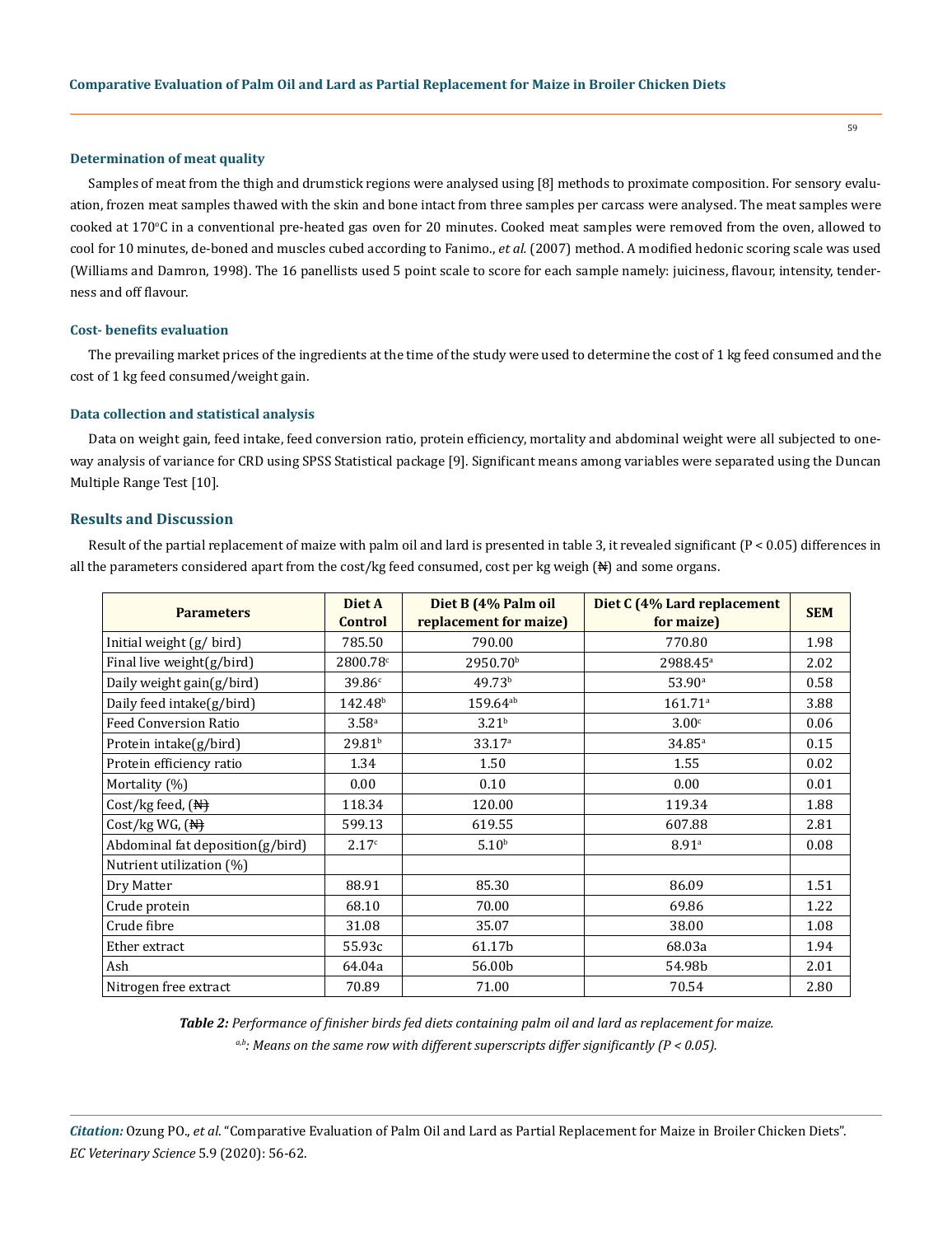### Determination of meat quality

Samples of meat from the thigh and drumstick regions were analysed using [8] methods to proximate composition. For sensory evaluation, frozen meat samples thawed with the skin and bone intact from three samples per carcass were analysed. The meat samples were cooked at 170°C in a conventional pre-heated gas oven for 20 minutes. Cooked meat samples were removed from the oven, allowed to cool for 10 minutes, de-boned and muscles cubed according to Fanimo., *et al.* (2007) method. A modified hedonic scoring scale was used (Williams and Damron, 1998). The 16 panellists used 5 point scale to score for each sample namely: juiciness, flavour, intensity, tenderness and off flavour.

### Cost- benefits evaluation

The prevailing market prices of the ingredients at the time of the study were used to determine the cost of 1 kg feed consumed and the cost of 1 kg feed consumed/weight gain.

### Data collection and statistical analysis

Data on weight gain, feed intake, feed conversion ratio, protein efficiency, mortality and abdominal weight were all subjected to one-way analysis of variance for CRD using SPSS Statistical package [9]. Significant means among variables were separated using the Duncan Multiple Range Test [10].

## Results and Discussion

Result of the partial replacement of maize with palm oil and lard is presented in table 3, it revealed significant ($P < 0.05$) differences in all the parameters considered apart from the cost/kg feed consumed, cost per kg weigh (₦) and some organs.

| Parameters | Diet A Control | Diet B (4% Palm oil replacement for maize) | Diet C (4% Lard replacement for maize) | SEM |
|---|---|---|---|---|
| Initial weight (g/ bird) | 785.50 | 790.00 | 770.80 | 1.98 |
| Final live weight(g/bird) | 2800.78$^{c}$ | 2950.70$^{b}$ | 2988.45$^{a}$ | 2.02 |
| Daily weight gain(g/bird) | 39.86$^{c}$ | 49.73$^{b}$ | 53.90$^{a}$ | 0.58 |
| Daily feed intake(g/bird) | 142.48$^{b}$ | 159.64$^{ab}$ | 161.71$^{a}$ | 3.88 |
| Feed Conversion Ratio | 3.58$^{a}$ | 3.21$^{b}$ | 3.00$^{c}$ | 0.06 |
| Protein intake(g/bird) | 29.81$^{b}$ | 33.17$^{a}$ | 34.85$^{a}$ | 0.15 |
| Protein efficiency ratio | 1.34 | 1.50 | 1.55 | 0.02 |
| Mortality (%) | 0.00 | 0.10 | 0.00 | 0.01 |
| Cost/kg feed, (₦) | 118.34 | 120.00 | 119.34 | 1.88 |
| Cost/kg WG, (₦) | 599.13 | 619.55 | 607.88 | 2.81 |
| Abdominal fat deposition(g/bird) | 2.17$^{c}$ | 5.10$^{b}$ | 8.91$^{a}$ | 0.08 |
| Nutrient utilization (%) | | | | |
| Dry Matter | 88.91 | 85.30 | 86.09 | 1.51 |
| Crude protein | 68.10 | 70.00 | 69.86 | 1.22 |
| Crude fibre | 31.08 | 35.07 | 38.00 | 1.08 |
| Ether extract | 55.93c | 61.17b | 68.03a | 1.94 |
| Ash | 64.04a | 56.00b | 54.98b | 2.01 |
| Nitrogen free extract | 70.89 | 71.00 | 70.54 | 2.80 |

***Table 2:*** *Performance of finisher birds fed diets containing palm oil and lard as replacement for maize.*

*$^{a,b}$: Means on the same row with different superscripts differ significantly ($P < 0.05$).*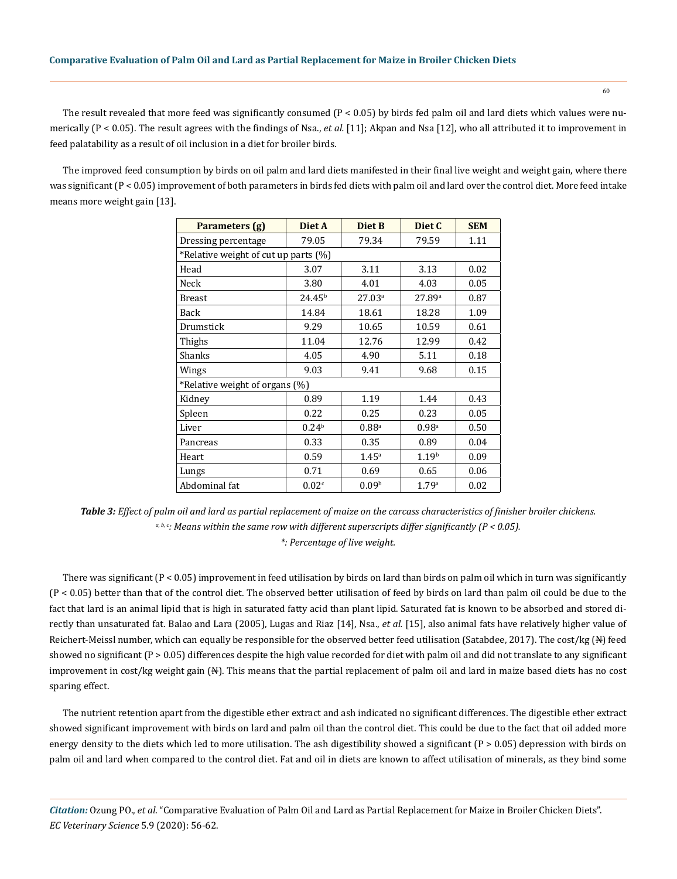The result revealed that more feed was significantly consumed ($P < 0.05$) by birds fed palm oil and lard diets which values were numerically ($P < 0.05$). The result agrees with the findings of Nsa., *et al.* [11]; Akpan and Nsa [12], who all attributed it to improvement in feed palatability as a result of oil inclusion in a diet for broiler birds.

The improved feed consumption by birds on oil palm and lard diets manifested in their final live weight and weight gain, where there was significant ($P < 0.05$) improvement of both parameters in birds fed diets with palm oil and lard over the control diet. More feed intake means more weight gain [13].

| Parameters (g) | Diet A | Diet B | Diet C | SEM |
|---|---|---|---|---|
| Dressing percentage | 79.05 | 79.34 | 79.59 | 1.11 |
| *Relative weight of cut up parts (%) | | | | |
| Head | 3.07 | 3.11 | 3.13 | 0.02 |
| Neck | 3.80 | 4.01 | 4.03 | 0.05 |
| Breast | 24.45[b] | 27.03[a] | 27.89[a] | 0.87 |
| Back | 14.84 | 18.61 | 18.28 | 1.09 |
| Drumstick | 9.29 | 10.65 | 10.59 | 0.61 |
| Thighs | 11.04 | 12.76 | 12.99 | 0.42 |
| Shanks | 4.05 | 4.90 | 5.11 | 0.18 |
| Wings | 9.03 | 9.41 | 9.68 | 0.15 |
| *Relative weight of organs (%) | | | | |
| Kidney | 0.89 | 1.19 | 1.44 | 0.43 |
| Spleen | 0.22 | 0.25 | 0.23 | 0.05 |
| Liver | 0.24[b] | 0.88[a] | 0.98[a] | 0.50 |
| Pancreas | 0.33 | 0.35 | 0.89 | 0.04 |
| Heart | 0.59 | 1.45[a] | 1.19[b] | 0.09 |
| Lungs | 0.71 | 0.69 | 0.65 | 0.06 |
| Abdominal fat | 0.02[c] | 0.09[b] | 1.79[a] | 0.02 |

***Table 3:*** *Effect of palm oil and lard as partial replacement of maize on the carcass characteristics of finisher broiler chickens.*
*[a, b, c]: Means within the same row with different superscripts differ significantly ($P < 0.05$).*
*\*: Percentage of live weight.*

There was significant ($P < 0.05$) improvement in feed utilisation by birds on lard than birds on palm oil which in turn was significantly ($P < 0.05$) better than that of the control diet. The observed better utilisation of feed by birds on lard than palm oil could be due to the fact that lard is an animal lipid that is high in saturated fatty acid than plant lipid. Saturated fat is known to be absorbed and stored directly than unsaturated fat. Balao and Lara (2005), Lugas and Riaz [14], Nsa., *et al.* [15], also animal fats have relatively higher value of Reichert-Meissl number, which can equally be responsible for the observed better feed utilisation (Satabdee, 2017). The cost/kg (₦) feed showed no significant ($P > 0.05$) differences despite the high value recorded for diet with palm oil and did not translate to any significant improvement in cost/kg weight gain (₦). This means that the partial replacement of palm oil and lard in maize based diets has no cost sparing effect.

The nutrient retention apart from the digestible ether extract and ash indicated no significant differences. The digestible ether extract showed significant improvement with birds on lard and palm oil than the control diet. This could be due to the fact that oil added more energy density to the diets which led to more utilisation. The ash digestibility showed a significant ($P > 0.05$) depression with birds on palm oil and lard when compared to the control diet. Fat and oil in diets are known to affect utilisation of minerals, as they bind some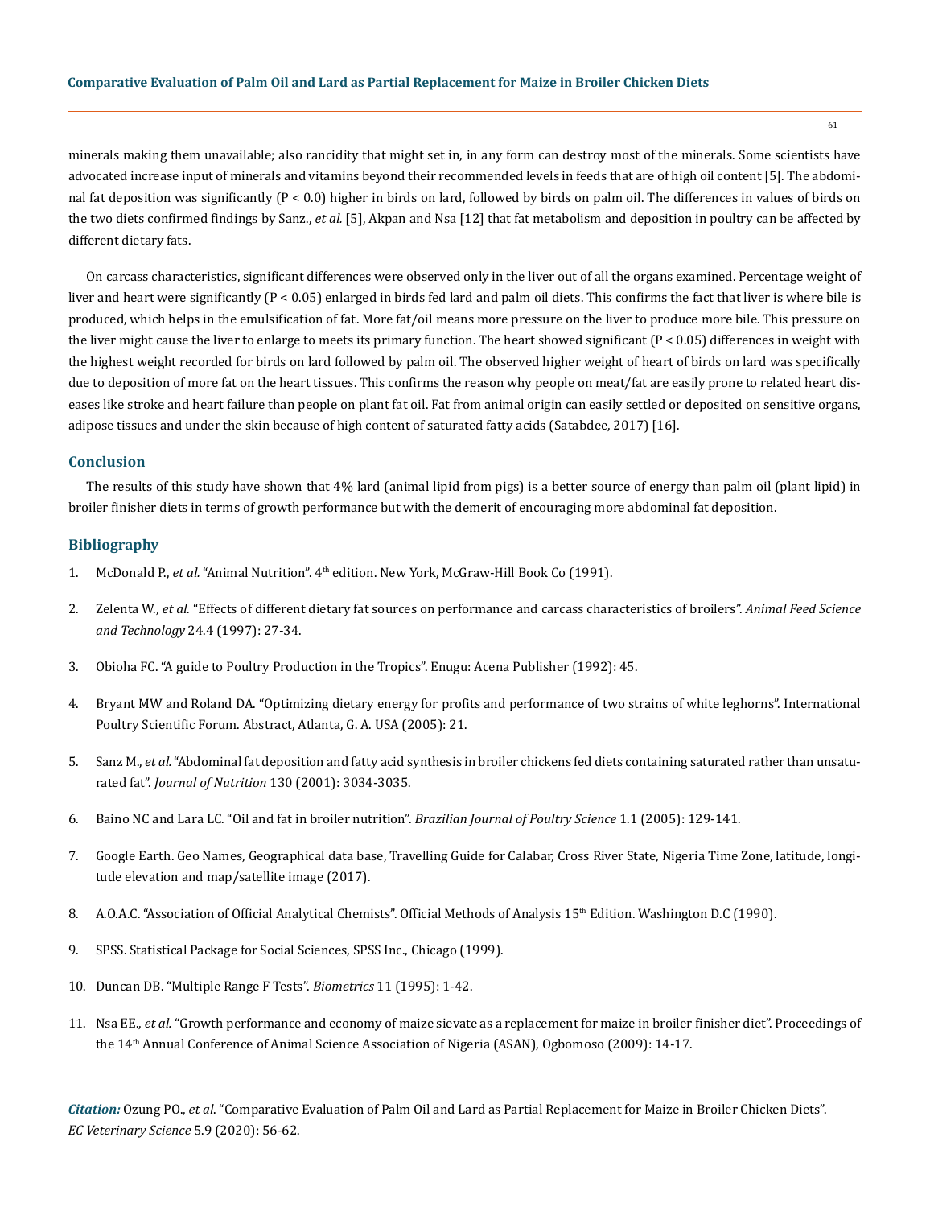minerals making them unavailable; also rancidity that might set in, in any form can destroy most of the minerals. Some scientists have advocated increase input of minerals and vitamins beyond their recommended levels in feeds that are of high oil content [5]. The abdominal fat deposition was significantly ($P < 0.0$) higher in birds on lard, followed by birds on palm oil. The differences in values of birds on the two diets confirmed findings by Sanz., *et al.* [5], Akpan and Nsa [12] that fat metabolism and deposition in poultry can be affected by different dietary fats.

On carcass characteristics, significant differences were observed only in the liver out of all the organs examined. Percentage weight of liver and heart were significantly ($P < 0.05$) enlarged in birds fed lard and palm oil diets. This confirms the fact that liver is where bile is produced, which helps in the emulsification of fat. More fat/oil means more pressure on the liver to produce more bile. This pressure on the liver might cause the liver to enlarge to meets its primary function. The heart showed significant ($P < 0.05$) differences in weight with the highest weight recorded for birds on lard followed by palm oil. The observed higher weight of heart of birds on lard was specifically due to deposition of more fat on the heart tissues. This confirms the reason why people on meat/fat are easily prone to related heart diseases like stroke and heart failure than people on plant fat oil. Fat from animal origin can easily settled or deposited on sensitive organs, adipose tissues and under the skin because of high content of saturated fatty acids (Satabdee, 2017) [16].

## Conclusion

The results of this study have shown that 4% lard (animal lipid from pigs) is a better source of energy than palm oil (plant lipid) in broiler finisher diets in terms of growth performance but with the demerit of encouraging more abdominal fat deposition.

## Bibliography

1. McDonald P., *et al.* "Animal Nutrition". 4th edition. New York, McGraw-Hill Book Co (1991).
2. Zelenta W., *et al.* "Effects of different dietary fat sources on performance and carcass characteristics of broilers". *Animal Feed Science and Technology* 24.4 (1997): 27-34.
3. Obioha FC. "A guide to Poultry Production in the Tropics". Enugu: Acena Publisher (1992): 45.
4. Bryant MW and Roland DA. "Optimizing dietary energy for profits and performance of two strains of white leghorns". International Poultry Scientific Forum. Abstract, Atlanta, G. A. USA (2005): 21.
5. Sanz M., *et al.* "Abdominal fat deposition and fatty acid synthesis in broiler chickens fed diets containing saturated rather than unsaturated fat". *Journal of Nutrition* 130 (2001): 3034-3035.
6. Baino NC and Lara LC. "Oil and fat in broiler nutrition". *Brazilian Journal of Poultry Science* 1.1 (2005): 129-141.
7. Google Earth. Geo Names, Geographical data base, Travelling Guide for Calabar, Cross River State, Nigeria Time Zone, latitude, longitude elevation and map/satellite image (2017).
8. A.O.A.C. "Association of Official Analytical Chemists". Official Methods of Analysis 15th Edition. Washington D.C (1990).
9. SPSS. Statistical Package for Social Sciences, SPSS Inc., Chicago (1999).
10. Duncan DB. "Multiple Range F Tests". *Biometrics* 11 (1995): 1-42.
11. Nsa EE., *et al.* "Growth performance and economy of maize sievate as a replacement for maize in broiler finisher diet". Proceedings of the 14th Annual Conference of Animal Science Association of Nigeria (ASAN), Ogbomoso (2009): 14-17.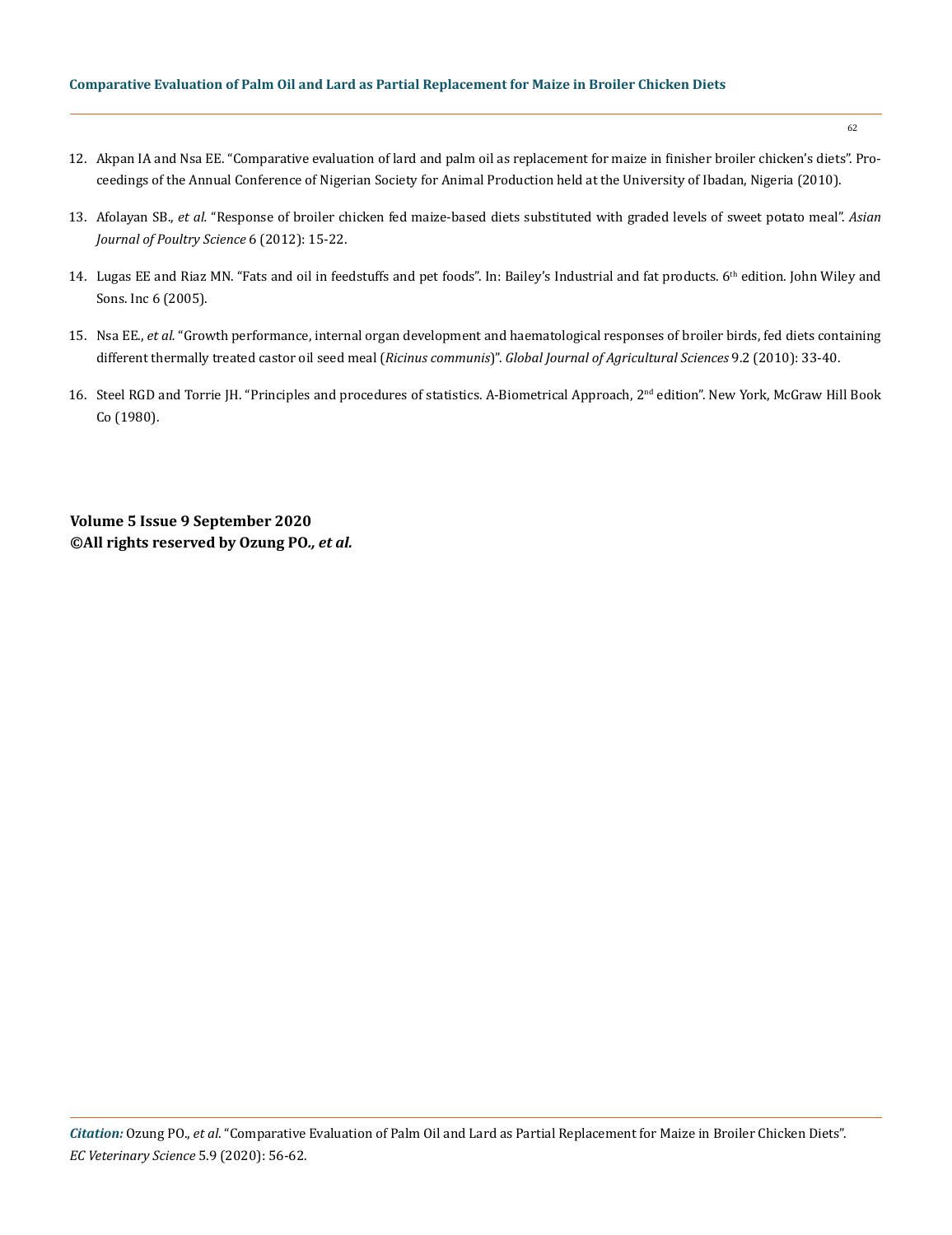12. Akpan IA and Nsa EE. "Comparative evaluation of lard and palm oil as replacement for maize in finisher broiler chicken's diets". Proceedings of the Annual Conference of Nigerian Society for Animal Production held at the University of Ibadan, Nigeria (2010).

13. Afolayan SB., *et al.* "Response of broiler chicken fed maize-based diets substituted with graded levels of sweet potato meal". *Asian Journal of Poultry Science* 6 (2012): 15-22.

14. Lugas EE and Riaz MN. "Fats and oil in feedstuffs and pet foods". In: Bailey's Industrial and fat products. 6th edition. John Wiley and Sons. Inc 6 (2005).

15. Nsa EE., *et al.* "Growth performance, internal organ development and haematological responses of broiler birds, fed diets containing different thermally treated castor oil seed meal (*Ricinus communis*)". *Global Journal of Agricultural Sciences* 9.2 (2010): 33-40.

16. Steel RGD and Torrie JH. "Principles and procedures of statistics. A-Biometrical Approach, 2nd edition". New York, McGraw Hill Book Co (1980).

**Volume 5 Issue 9 September 2020**
**©All rights reserved by Ozung PO*., et al.***